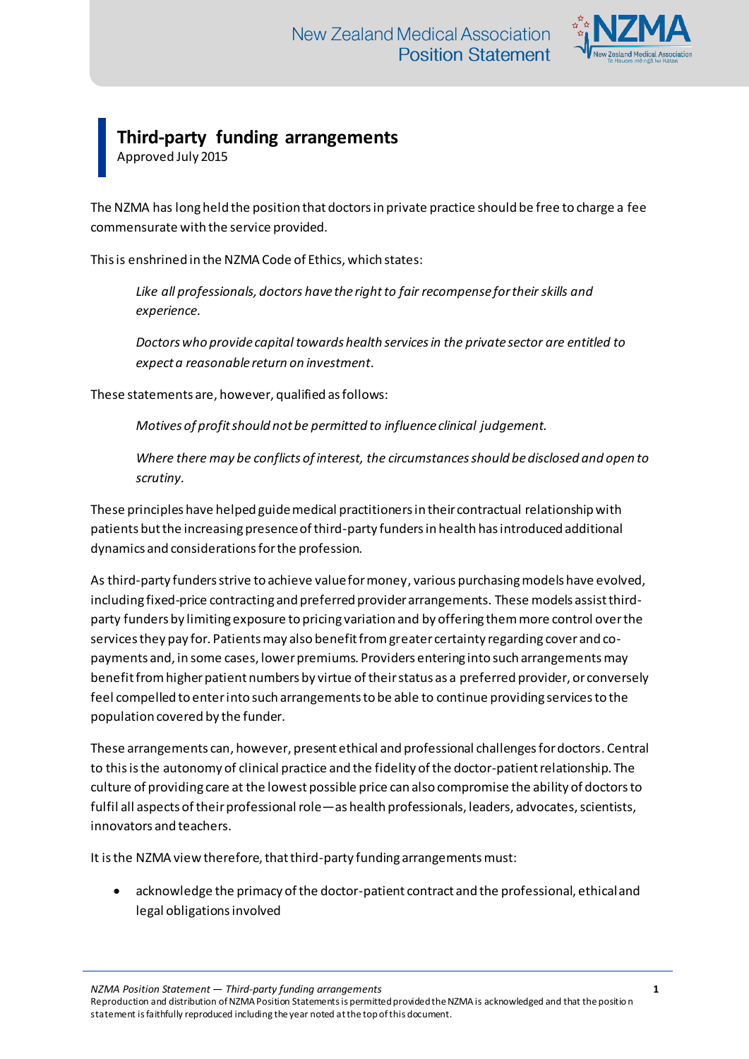# Third-party funding arrangements

Approved July 2015

The NZMA has long held the position that doctors in private practice should be free to charge a fee commensurate with the service provided.

This is enshrined in the NZMA Code of Ethics, which states:

> *Like all professionals, doctors have the right to fair recompense for their skills and experience.*
>
> *Doctors who provide capital towards health services in the private sector are entitled to expect a reasonable return on investment.*

These statements are, however, qualified as follows:

> *Motives of profit should not be permitted to influence clinical judgement.*
>
> *Where there may be conflicts of interest, the circumstances should be disclosed and open to scrutiny.*

These principles have helped guide medical practitioners in their contractual relationship with patients but the increasing presence of third-party funders in health has introduced additional dynamics and considerations for the profession.

As third-party funders strive to achieve value for money, various purchasing models have evolved, including fixed-price contracting and preferred provider arrangements. These models assist third-party funders by limiting exposure to pricing variation and by offering them more control over the services they pay for. Patients may also benefit from greater certainty regarding cover and co-payments and, in some cases, lower premiums. Providers entering into such arrangements may benefit from higher patient numbers by virtue of their status as a preferred provider, or conversely feel compelled to enter into such arrangements to be able to continue providing services to the population covered by the funder.

These arrangements can, however, present ethical and professional challenges for doctors. Central to this is the autonomy of clinical practice and the fidelity of the doctor-patient relationship. The culture of providing care at the lowest possible price can also compromise the ability of doctors to fulfil all aspects of their professional role—as health professionals, leaders, advocates, scientists, innovators and teachers.

It is the NZMA view therefore, that third-party funding arrangements must:

- acknowledge the primacy of the doctor-patient contract and the professional, ethical and legal obligations involved

NZMA Position Statement — Third-party funding arrangements
Reproduction and distribution of NZMA Position Statements is permitted provided the NZMA is acknowledged and that the position statement is faithfully reproduced including the year noted at the top of this document.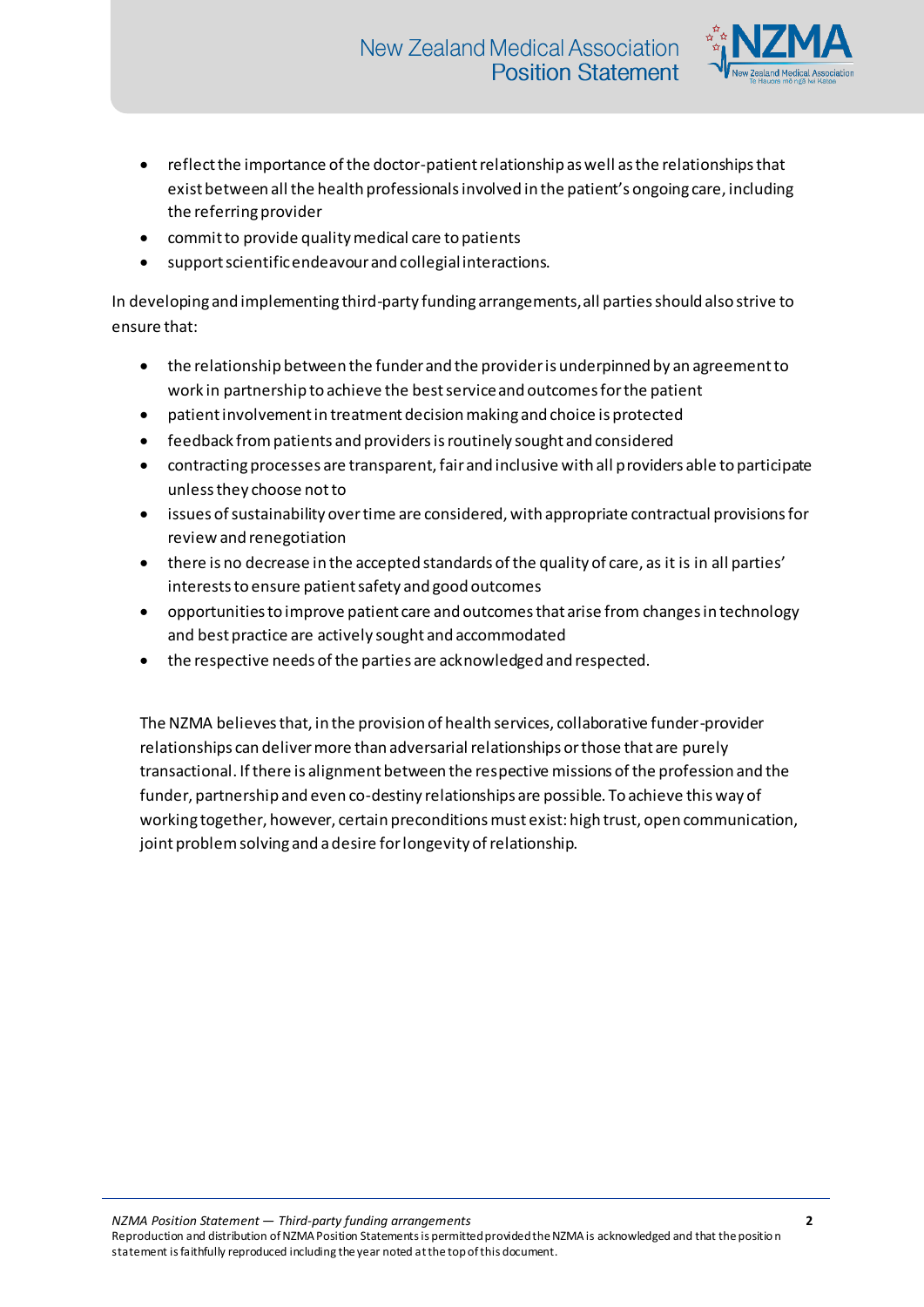- reflect the importance of the doctor-patient relationship as well as the relationships that exist between all the health professionals involved in the patient's ongoing care, including the referring provider
- commit to provide quality medical care to patients
- support scientific endeavour and collegial interactions.

In developing and implementing third-party funding arrangements, all parties should also strive to ensure that:

- the relationship between the funder and the provider is underpinned by an agreement to work in partnership to achieve the best service and outcomes for the patient
- patient involvement in treatment decision making and choice is protected
- feedback from patients and providers is routinely sought and considered
- contracting processes are transparent, fair and inclusive with all providers able to participate unless they choose not to
- issues of sustainability over time are considered, with appropriate contractual provisions for review and renegotiation
- there is no decrease in the accepted standards of the quality of care, as it is in all parties' interests to ensure patient safety and good outcomes
- opportunities to improve patient care and outcomes that arise from changes in technology and best practice are actively sought and accommodated
- the respective needs of the parties are acknowledged and respected.

The NZMA believes that, in the provision of health services, collaborative funder-provider relationships can deliver more than adversarial relationships or those that are purely transactional. If there is alignment between the respective missions of the profession and the funder, partnership and even co-destiny relationships are possible. To achieve this way of working together, however, certain preconditions must exist: high trust, open communication, joint problem solving and a desire for longevity of relationship.